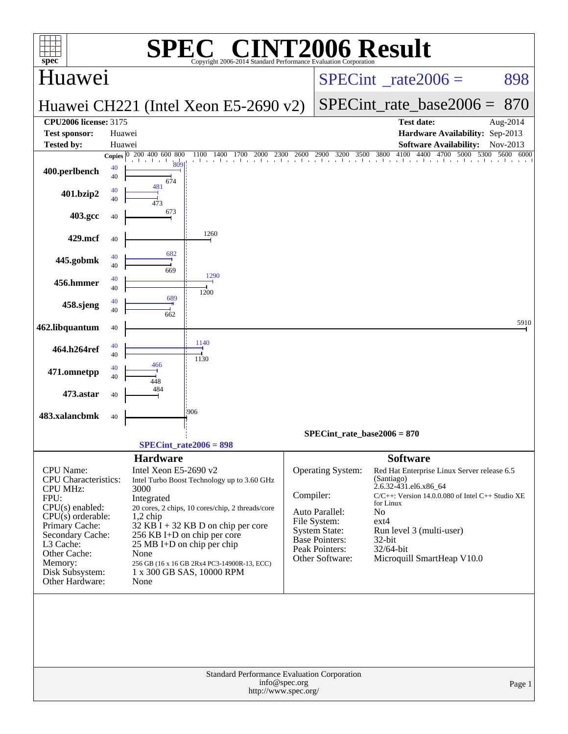# SPEC CINT2006 Result

Copyright 2006-2014 Standard Performance Evaluation Corporation

## Huawei

**Huawei CH221 (Intel Xeon E5-2690 v2)**

SPECint_rate2006 = 898

SPECint_rate_base2006 = 870

| | | | |
|---|---|---|---|
| **CPU2006 license:** | 3175 | **Test date:** | Aug-2014 |
| **Test sponsor:** | Huawei | **Hardware Availability:** | Sep-2013 |
| **Tested by:** | Huawei | **Software Availability:** | Nov-2013 |

| Benchmark | Copies (peak) | Peak | Copies (base) | Base |
|---|---|---|---|---|
| 400.perlbench | 40 | 809 | 40 | 674 |
| 401.bzip2 | 40 | 481 | 40 | 473 |
| 403.gcc | | | 40 | 673 |
| 429.mcf | | | 40 | 1260 |
| 445.gobmk | 40 | 682 | 40 | 669 |
| 456.hmmer | 40 | 1290 | 40 | 1200 |
| 458.sjeng | 40 | 689 | 40 | 662 |
| 462.libquantum | | | 40 | 5910 |
| 464.h264ref | 40 | 1140 | 40 | 1130 |
| 471.omnetpp | 40 | 466 | 40 | 448 |
| 473.astar | | | 40 | 484 |
| 483.xalancbmk | | | 40 | 906 |

SPECint_rate_base2006 = 870

SPECint_rate2006 = 898

### Hardware

| | |
|---|---|
| CPU Name: | Intel Xeon E5-2690 v2 |
| CPU Characteristics: | Intel Turbo Boost Technology up to 3.60 GHz |
| CPU MHz: | 3000 |
| FPU: | Integrated |
| CPU(s) enabled: | 20 cores, 2 chips, 10 cores/chip, 2 threads/core |
| CPU(s) orderable: | 1,2 chip |
| Primary Cache: | 32 KB I + 32 KB D on chip per core |
| Secondary Cache: | 256 KB I+D on chip per core |
| L3 Cache: | 25 MB I+D on chip per chip |
| Other Cache: | None |
| Memory: | 256 GB (16 x 16 GB 2Rx4 PC3-14900R-13, ECC) |
| Disk Subsystem: | 1 x 300 GB SAS, 10000 RPM |
| Other Hardware: | None |

### Software

| | |
|---|---|
| Operating System: | Red Hat Enterprise Linux Server release 6.5 (Santiago) 2.6.32-431.el6.x86_64 |
| Compiler: | C/C++: Version 14.0.0.080 of Intel C++ Studio XE for Linux |
| Auto Parallel: | No |
| File System: | ext4 |
| System State: | Run level 3 (multi-user) |
| Base Pointers: | 32-bit |
| Peak Pointers: | 32/64-bit |
| Other Software: | Microquill SmartHeap V10.0 |

Standard Performance Evaluation Corporation
info@spec.org
http://www.spec.org/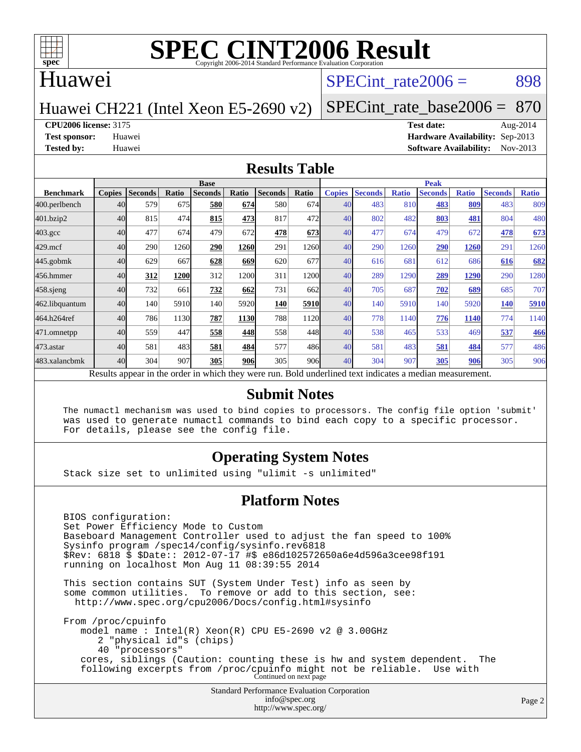# SPEC CINT2006 Result

Copyright 2006-2014 Standard Performance Evaluation Corporation

## Huawei

Huawei CH221 (Intel Xeon E5-2690 v2)

SPECint_rate2006 = 898

SPECint_rate_base2006 = 870

**CPU2006 license:** 3175
**Test sponsor:** Huawei
**Tested by:** Huawei

**Test date:** Aug-2014
**Hardware Availability:** Sep-2013
**Software Availability:** Nov-2013

## Results Table

| Benchmark | Base | | | | | | | Peak | | | | | | |
|---|---|---|---|---|---|---|---|---|---|---|---|---|---|---|
| | Copies | Seconds | Ratio | Seconds | Ratio | Seconds | Ratio | Copies | Seconds | Ratio | Seconds | Ratio | Seconds | Ratio |
| 400.perlbench | 40 | 579 | 675 | **580** | **674** | 580 | 674 | 40 | 483 | 810 | **483** | **809** | 483 | 809 |
| 401.bzip2 | 40 | 815 | 474 | **815** | **473** | 817 | 472 | 40 | 802 | 482 | **803** | **481** | 804 | 480 |
| 403.gcc | 40 | 477 | 674 | 479 | 672 | **478** | **673** | 40 | 477 | 674 | 479 | 672 | **478** | **673** |
| 429.mcf | 40 | 290 | 1260 | **290** | **1260** | 291 | 1260 | 40 | 290 | 1260 | **290** | **1260** | 291 | 1260 |
| 445.gobmk | 40 | 629 | 667 | **628** | **669** | 620 | 677 | 40 | 616 | 681 | 612 | 686 | **616** | **682** |
| 456.hmmer | 40 | **312** | **1200** | 312 | 1200 | 311 | 1200 | 40 | 289 | 1290 | **289** | **1290** | 290 | 1280 |
| 458.sjeng | 40 | 732 | 661 | **732** | **662** | 731 | 662 | 40 | 705 | 687 | **702** | **689** | 685 | 707 |
| 462.libquantum | 40 | 140 | 5910 | 140 | 5920 | **140** | **5910** | 40 | 140 | 5910 | 140 | 5920 | **140** | **5910** |
| 464.h264ref | 40 | 786 | 1130 | **787** | **1130** | 788 | 1120 | 40 | 778 | 1140 | **776** | **1140** | 774 | 1140 |
| 471.omnetpp | 40 | 559 | 447 | **558** | **448** | 558 | 448 | 40 | 538 | 465 | 533 | 469 | **537** | **466** |
| 473.astar | 40 | 581 | 483 | **581** | **484** | 577 | 486 | 40 | 581 | 483 | **581** | **484** | 577 | 486 |
| 483.xalancbmk | 40 | 304 | 907 | **305** | **906** | 305 | 906 | 40 | 304 | 907 | **305** | **906** | 305 | 906 |

Results appear in the order in which they were run. Bold underlined text indicates a median measurement.

## Submit Notes

```
The numactl mechanism was used to bind copies to processors. The config file option 'submit'
was used to generate numactl commands to bind each copy to a specific processor.
For details, please see the config file.
```

## Operating System Notes

```
Stack size set to unlimited using "ulimit -s unlimited"
```

## Platform Notes

```
BIOS configuration:
Set Power Efficiency Mode to Custom
Baseboard Management Controller used to adjust the fan speed to 100%
Sysinfo program /spec14/config/sysinfo.rev6818
$Rev: 6818 $ $Date:: 2012-07-17 #$ e86d102572650a6e4d596a3cee98f191
running on localhost Mon Aug 11 08:39:55 2014

This section contains SUT (System Under Test) info as seen by
some common utilities.  To remove or add to this section, see:
  http://www.spec.org/cpu2006/Docs/config.html#sysinfo

From /proc/cpuinfo
   model name : Intel(R) Xeon(R) CPU E5-2690 v2 @ 3.00GHz
      2 "physical id"s (chips)
      40 "processors"
   cores, siblings (Caution: counting these is hw and system dependent.  The
   following excerpts from /proc/cpuinfo might not be reliable.  Use with
```

Continued on next page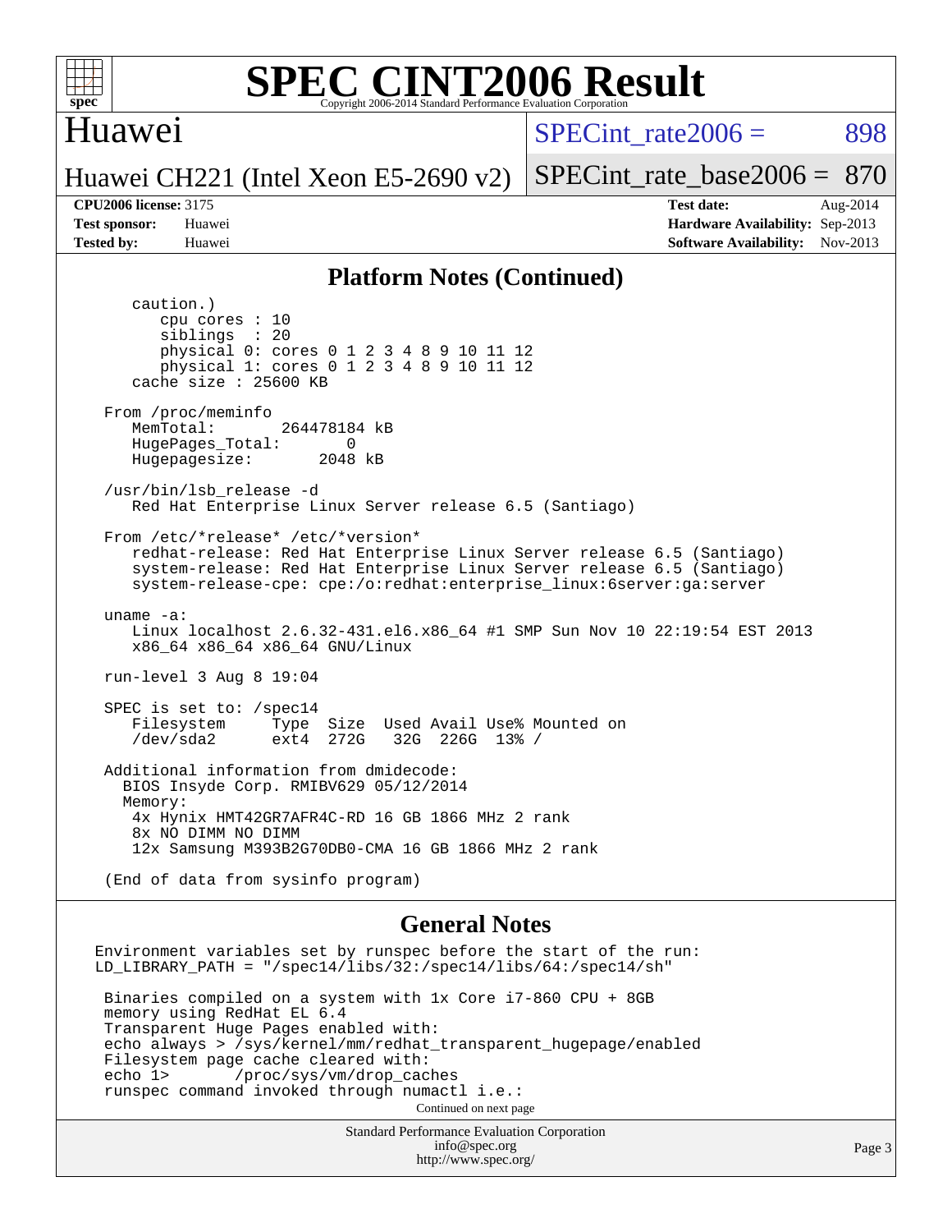## Platform Notes (Continued)

```
      caution.)
         cpu cores : 10
         siblings  : 20
         physical 0: cores 0 1 2 3 4 8 9 10 11 12
         physical 1: cores 0 1 2 3 4 8 9 10 11 12
      cache size : 25600 KB

   From /proc/meminfo
      MemTotal:       264478184 kB
      HugePages_Total:       0
      Hugepagesize:       2048 kB

   /usr/bin/lsb_release -d
      Red Hat Enterprise Linux Server release 6.5 (Santiago)

   From /etc/*release* /etc/*version*
      redhat-release: Red Hat Enterprise Linux Server release 6.5 (Santiago)
      system-release: Red Hat Enterprise Linux Server release 6.5 (Santiago)
      system-release-cpe: cpe:/o:redhat:enterprise_linux:6server:ga:server

   uname -a:
      Linux localhost 2.6.32-431.el6.x86_64 #1 SMP Sun Nov 10 22:19:54 EST 2013
      x86_64 x86_64 x86_64 GNU/Linux

   run-level 3 Aug 8 19:04

   SPEC is set to: /spec14
      Filesystem     Type  Size  Used Avail Use% Mounted on
      /dev/sda2      ext4  272G   32G  226G  13% /

   Additional information from dmidecode:
     BIOS Insyde Corp. RMIBV629 05/12/2014
     Memory:
      4x Hynix HMT42GR7AFR4C-RD 16 GB 1866 MHz 2 rank
      8x NO DIMM NO DIMM
      12x Samsung M393B2G70DB0-CMA 16 GB 1866 MHz 2 rank

   (End of data from sysinfo program)
```

## General Notes

```
Environment variables set by runspec before the start of the run:
LD_LIBRARY_PATH = "/spec14/libs/32:/spec14/libs/64:/spec14/sh"

 Binaries compiled on a system with 1x Core i7-860 CPU + 8GB
 memory using RedHat EL 6.4
 Transparent Huge Pages enabled with:
 echo always > /sys/kernel/mm/redhat_transparent_hugepage/enabled
 Filesystem page cache cleared with:
 echo 1>       /proc/sys/vm/drop_caches
 runspec command invoked through numactl i.e.:
```

Continued on next page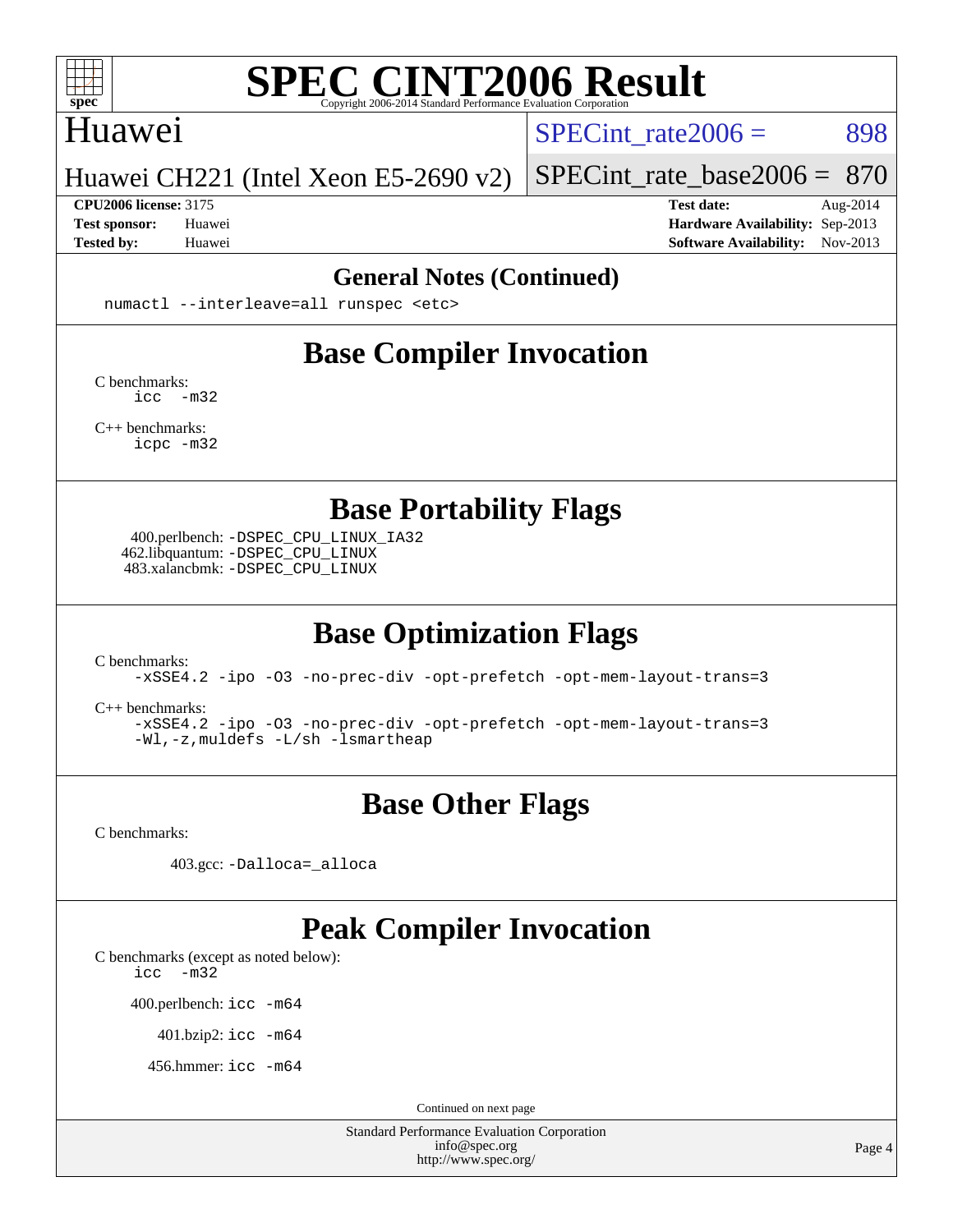## General Notes (Continued)

```
numactl --interleave=all runspec <etc>
```

## Base Compiler Invocation

C benchmarks:
```
icc  -m32
```

C++ benchmarks:
```
icpc -m32
```

## Base Portability Flags

400.perlbench: `-DSPEC_CPU_LINUX_IA32`
462.libquantum: `-DSPEC_CPU_LINUX`
483.xalancbmk: `-DSPEC_CPU_LINUX`

## Base Optimization Flags

C benchmarks:
```
-xSSE4.2 -ipo -O3 -no-prec-div -opt-prefetch -opt-mem-layout-trans=3
```

C++ benchmarks:
```
-xSSE4.2 -ipo -O3 -no-prec-div -opt-prefetch -opt-mem-layout-trans=3
-Wl,-z,muldefs -L/sh -lsmartheap
```

## Base Other Flags

C benchmarks:

403.gcc: `-Dalloca=_alloca`

## Peak Compiler Invocation

C benchmarks (except as noted below):
```
icc  -m32
```

400.perlbench: `icc -m64`

401.bzip2: `icc -m64`

456.hmmer: `icc -m64`

Continued on next page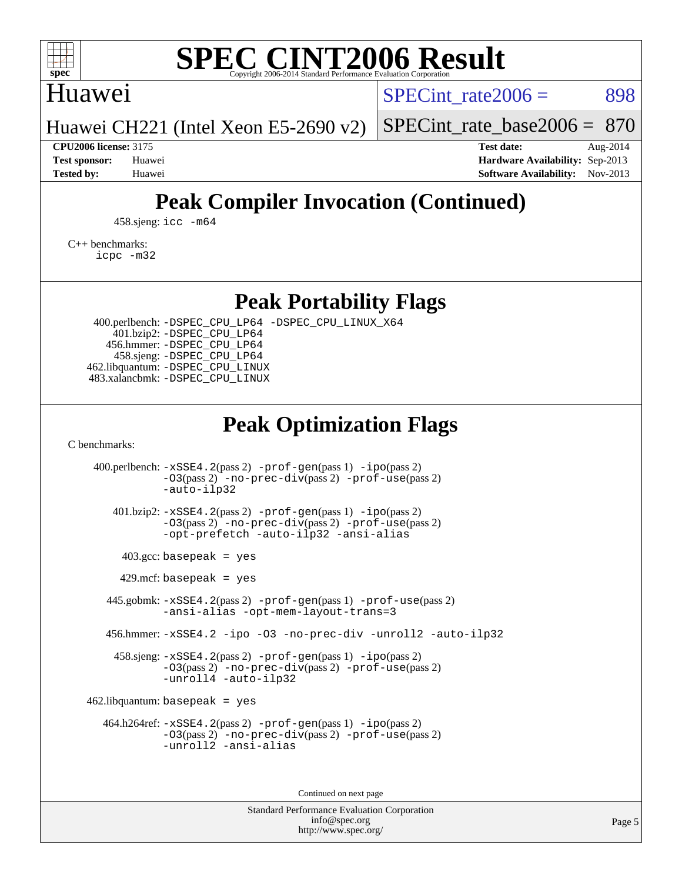# Peak Compiler Invocation (Continued)

458.sjeng: icc -m64

C++ benchmarks:
    icpc -m32

# Peak Portability Flags

400.perlbench: -DSPEC_CPU_LP64 -DSPEC_CPU_LINUX_X64
401.bzip2: -DSPEC_CPU_LP64
456.hmmer: -DSPEC_CPU_LP64
458.sjeng: -DSPEC_CPU_LP64
462.libquantum: -DSPEC_CPU_LINUX
483.xalancbmk: -DSPEC_CPU_LINUX

# Peak Optimization Flags

C benchmarks:

400.perlbench: -xSSE4.2(pass 2) -prof-gen(pass 1) -ipo(pass 2) -O3(pass 2) -no-prec-div(pass 2) -prof-use(pass 2) -auto-ilp32

401.bzip2: -xSSE4.2(pass 2) -prof-gen(pass 1) -ipo(pass 2) -O3(pass 2) -no-prec-div(pass 2) -prof-use(pass 2) -opt-prefetch -auto-ilp32 -ansi-alias

403.gcc: basepeak = yes

429.mcf: basepeak = yes

445.gobmk: -xSSE4.2(pass 2) -prof-gen(pass 1) -prof-use(pass 2) -ansi-alias -opt-mem-layout-trans=3

456.hmmer: -xSSE4.2 -ipo -O3 -no-prec-div -unroll2 -auto-ilp32

458.sjeng: -xSSE4.2(pass 2) -prof-gen(pass 1) -ipo(pass 2) -O3(pass 2) -no-prec-div(pass 2) -prof-use(pass 2) -unroll4 -auto-ilp32

462.libquantum: basepeak = yes

464.h264ref: -xSSE4.2(pass 2) -prof-gen(pass 1) -ipo(pass 2) -O3(pass 2) -no-prec-div(pass 2) -prof-use(pass 2) -unroll2 -ansi-alias

Continued on next page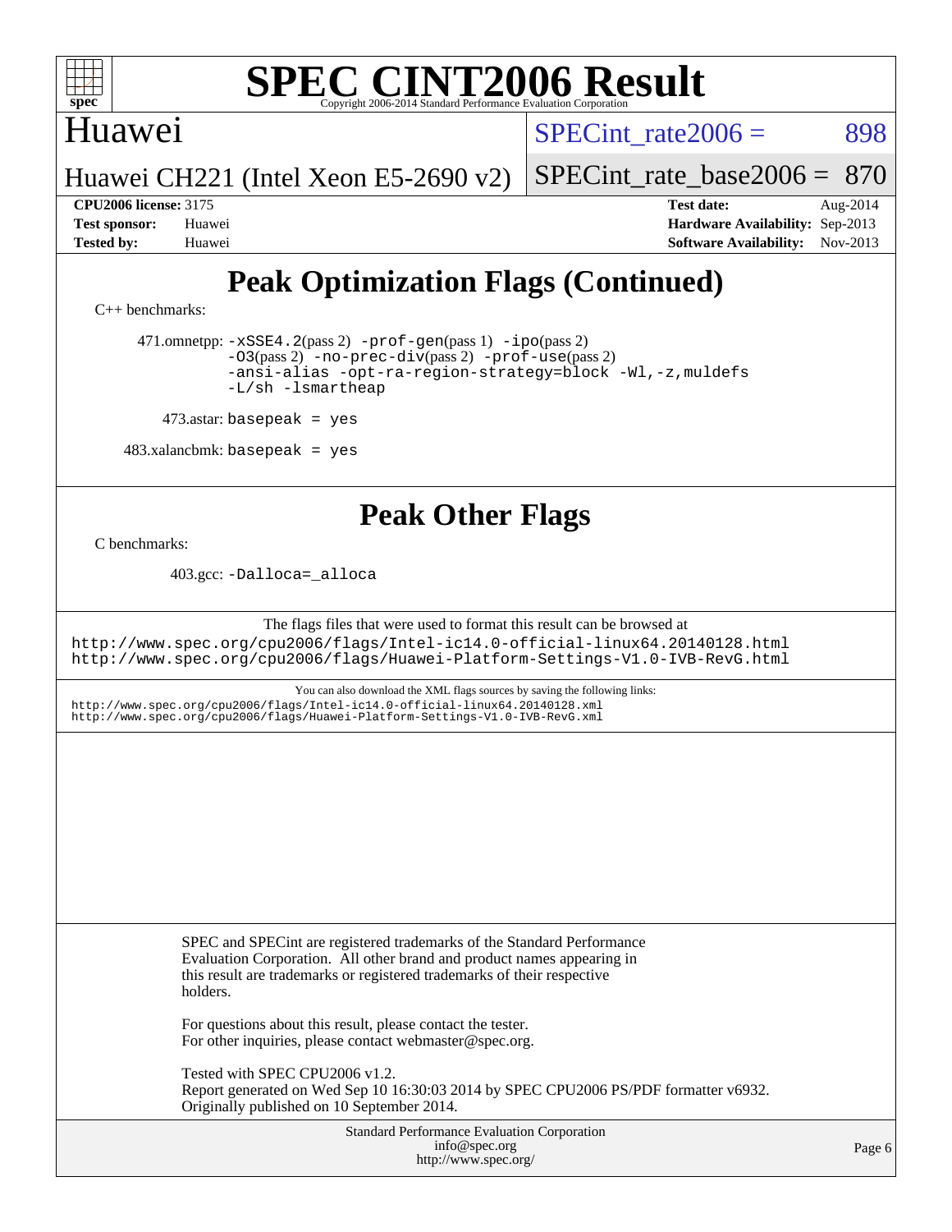# Peak Optimization Flags (Continued)

C++ benchmarks:

471.omnetpp: -xSSE4.2(pass 2) -prof-gen(pass 1) -ipo(pass 2) -O3(pass 2) -no-prec-div(pass 2) -prof-use(pass 2) -ansi-alias -opt-ra-region-strategy=block -Wl,-z,muldefs -L/sh -lsmartheap

473.astar: basepeak = yes

483.xalancbmk: basepeak = yes

# Peak Other Flags

C benchmarks:

403.gcc: -Dalloca=_alloca

The flags files that were used to format this result can be browsed at
http://www.spec.org/cpu2006/flags/Intel-ic14.0-official-linux64.20140128.html
http://www.spec.org/cpu2006/flags/Huawei-Platform-Settings-V1.0-IVB-RevG.html

You can also download the XML flags sources by saving the following links:
http://www.spec.org/cpu2006/flags/Intel-ic14.0-official-linux64.20140128.xml
http://www.spec.org/cpu2006/flags/Huawei-Platform-Settings-V1.0-IVB-RevG.xml

SPEC and SPECint are registered trademarks of the Standard Performance Evaluation Corporation. All other brand and product names appearing in this result are trademarks or registered trademarks of their respective holders.

For questions about this result, please contact the tester.
For other inquiries, please contact webmaster@spec.org.

Tested with SPEC CPU2006 v1.2.
Report generated on Wed Sep 10 16:30:03 2014 by SPEC CPU2006 PS/PDF formatter v6932.
Originally published on 10 September 2014.